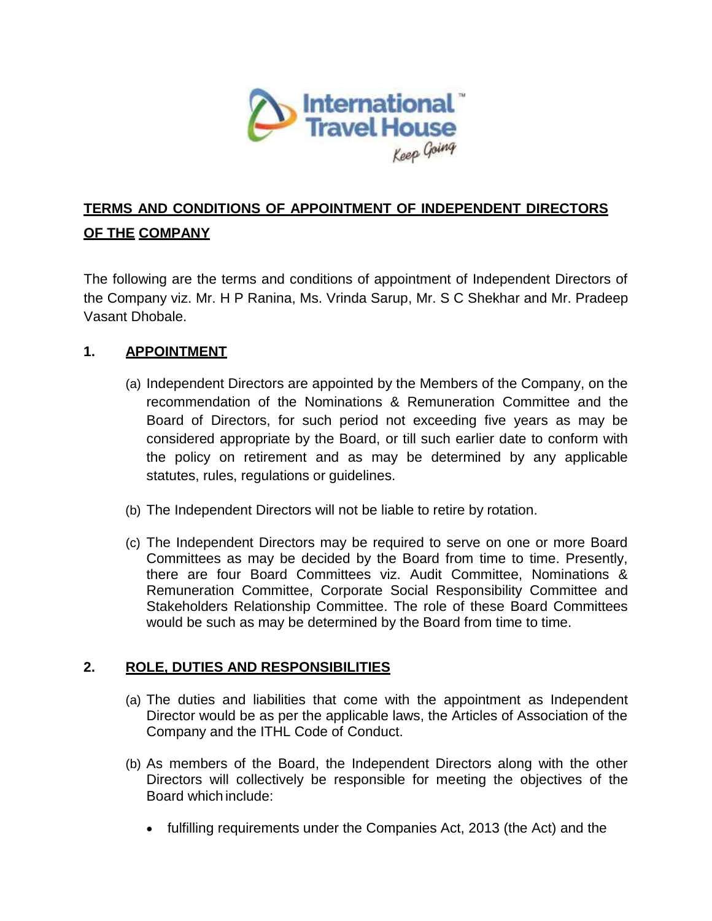# TERMS AND CONDITIONS OF APPOINTMENT OF INDEPENDENT DIRECTORS OF THE COMPANY

The following are the terms and conditions of appointment of Independent Directors of the Company viz. Mr. H P Ranina, Ms. Vrinda Sarup, Mr. S C Shekhar and Mr. Pradeep Vasant Dhobale.

## 1. APPOINTMENT

(a) Independent Directors are appointed by the Members of the Company, on the recommendation of the Nominations & Remuneration Committee and the Board of Directors, for such period not exceeding five years as may be considered appropriate by the Board, or till such earlier date to conform with the policy on retirement and as may be determined by any applicable statutes, rules, regulations or guidelines.

(b) The Independent Directors will not be liable to retire by rotation.

(c) The Independent Directors may be required to serve on one or more Board Committees as may be decided by the Board from time to time. Presently, there are four Board Committees viz. Audit Committee, Nominations & Remuneration Committee, Corporate Social Responsibility Committee and Stakeholders Relationship Committee. The role of these Board Committees would be such as may be determined by the Board from time to time.

## 2. ROLE, DUTIES AND RESPONSIBILITIES

(a) The duties and liabilities that come with the appointment as Independent Director would be as per the applicable laws, the Articles of Association of the Company and the ITHL Code of Conduct.

(b) As members of the Board, the Independent Directors along with the other Directors will collectively be responsible for meeting the objectives of the Board which include:

- fulfilling requirements under the Companies Act, 2013 (the Act) and the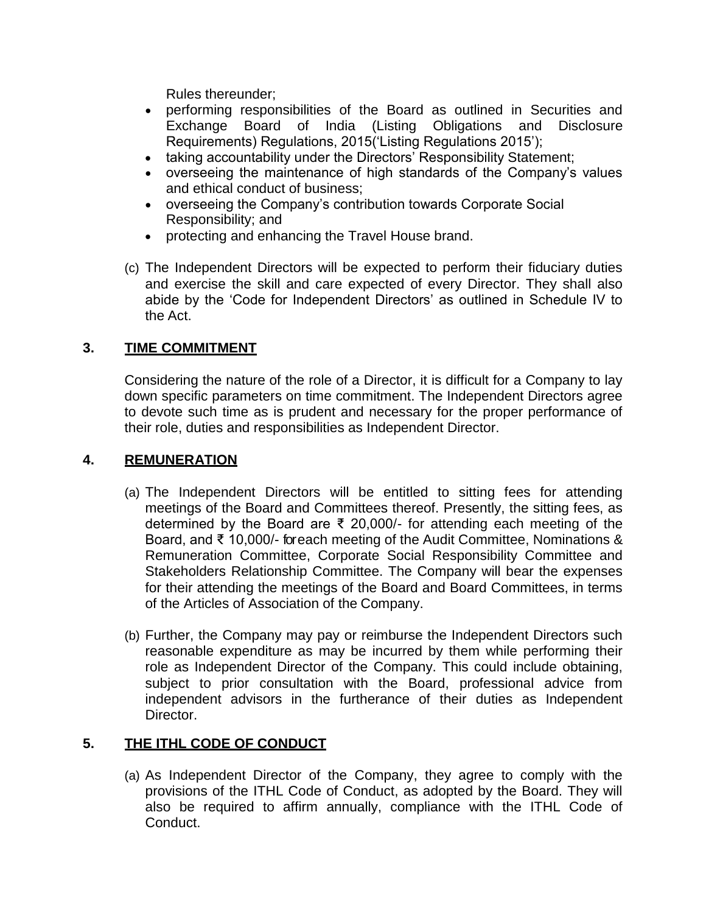Rules thereunder;

- performing responsibilities of the Board as outlined in Securities and Exchange Board of India (Listing Obligations and Disclosure Requirements) Regulations, 2015('Listing Regulations 2015');
- taking accountability under the Directors' Responsibility Statement;
- overseeing the maintenance of high standards of the Company's values and ethical conduct of business;
- overseeing the Company's contribution towards Corporate Social Responsibility; and
- protecting and enhancing the Travel House brand.

(c) The Independent Directors will be expected to perform their fiduciary duties and exercise the skill and care expected of every Director. They shall also abide by the 'Code for Independent Directors' as outlined in Schedule IV to the Act.

## 3. TIME COMMITMENT

Considering the nature of the role of a Director, it is difficult for a Company to lay down specific parameters on time commitment. The Independent Directors agree to devote such time as is prudent and necessary for the proper performance of their role, duties and responsibilities as Independent Director.

## 4. REMUNERATION

(a) The Independent Directors will be entitled to sitting fees for attending meetings of the Board and Committees thereof. Presently, the sitting fees, as determined by the Board are ₹ 20,000/- for attending each meeting of the Board, and ₹ 10,000/- for each meeting of the Audit Committee, Nominations & Remuneration Committee, Corporate Social Responsibility Committee and Stakeholders Relationship Committee. The Company will bear the expenses for their attending the meetings of the Board and Board Committees, in terms of the Articles of Association of the Company.

(b) Further, the Company may pay or reimburse the Independent Directors such reasonable expenditure as may be incurred by them while performing their role as Independent Director of the Company. This could include obtaining, subject to prior consultation with the Board, professional advice from independent advisors in the furtherance of their duties as Independent Director.

## 5. THE ITHL CODE OF CONDUCT

(a) As Independent Director of the Company, they agree to comply with the provisions of the ITHL Code of Conduct, as adopted by the Board. They will also be required to affirm annually, compliance with the ITHL Code of Conduct.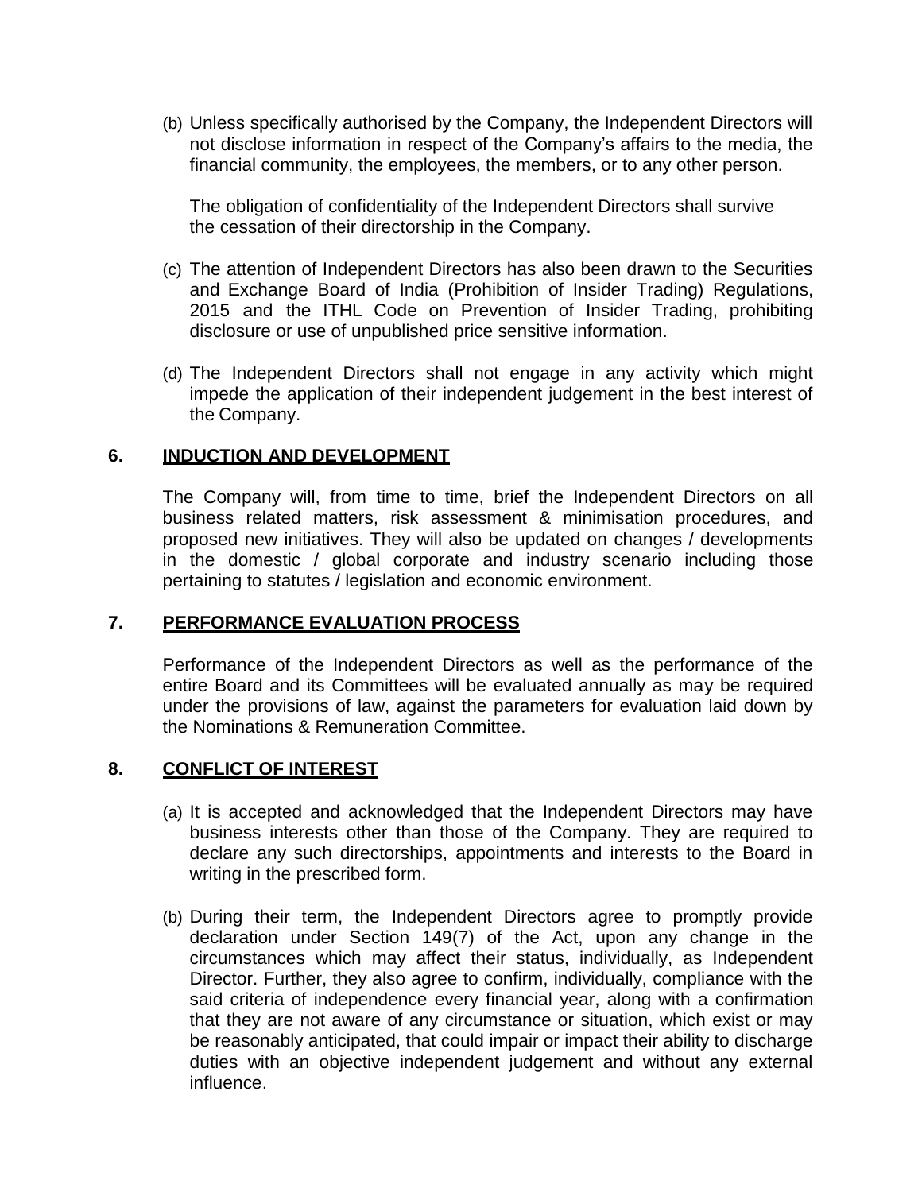(b) Unless specifically authorised by the Company, the Independent Directors will not disclose information in respect of the Company's affairs to the media, the financial community, the employees, the members, or to any other person.

The obligation of confidentiality of the Independent Directors shall survive the cessation of their directorship in the Company.

(c) The attention of Independent Directors has also been drawn to the Securities and Exchange Board of India (Prohibition of Insider Trading) Regulations, 2015 and the ITHL Code on Prevention of Insider Trading, prohibiting disclosure or use of unpublished price sensitive information.

(d) The Independent Directors shall not engage in any activity which might impede the application of their independent judgement in the best interest of the Company.

## 6. INDUCTION AND DEVELOPMENT

The Company will, from time to time, brief the Independent Directors on all business related matters, risk assessment & minimisation procedures, and proposed new initiatives. They will also be updated on changes / developments in the domestic / global corporate and industry scenario including those pertaining to statutes / legislation and economic environment.

## 7. PERFORMANCE EVALUATION PROCESS

Performance of the Independent Directors as well as the performance of the entire Board and its Committees will be evaluated annually as may be required under the provisions of law, against the parameters for evaluation laid down by the Nominations & Remuneration Committee.

## 8. CONFLICT OF INTEREST

(a) It is accepted and acknowledged that the Independent Directors may have business interests other than those of the Company. They are required to declare any such directorships, appointments and interests to the Board in writing in the prescribed form.

(b) During their term, the Independent Directors agree to promptly provide declaration under Section 149(7) of the Act, upon any change in the circumstances which may affect their status, individually, as Independent Director. Further, they also agree to confirm, individually, compliance with the said criteria of independence every financial year, along with a confirmation that they are not aware of any circumstance or situation, which exist or may be reasonably anticipated, that could impair or impact their ability to discharge duties with an objective independent judgement and without any external influence.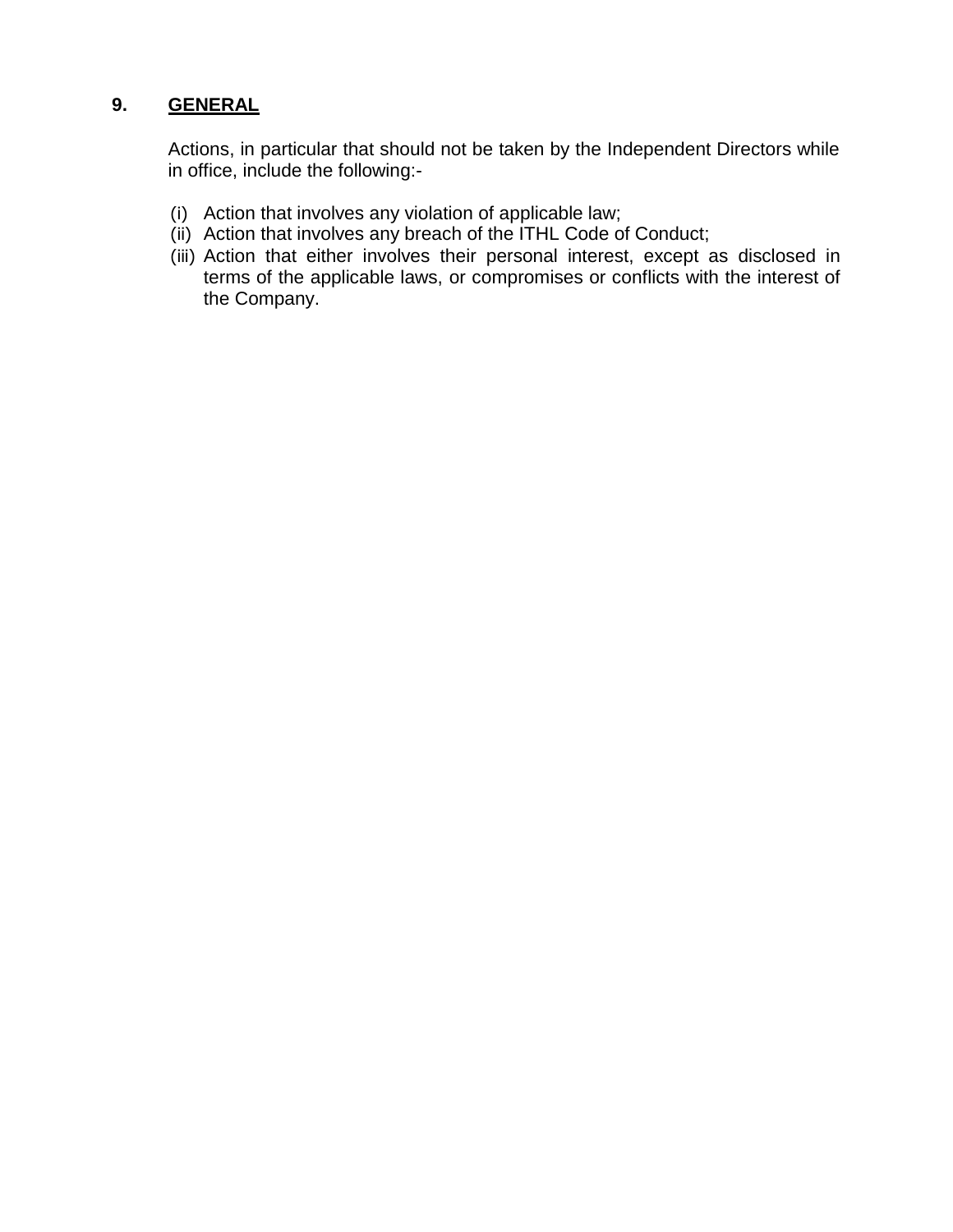## 9. GENERAL

Actions, in particular that should not be taken by the Independent Directors while in office, include the following:-

(i) Action that involves any violation of applicable law;
(ii) Action that involves any breach of the ITHL Code of Conduct;
(iii) Action that either involves their personal interest, except as disclosed in terms of the applicable laws, or compromises or conflicts with the interest of the Company.